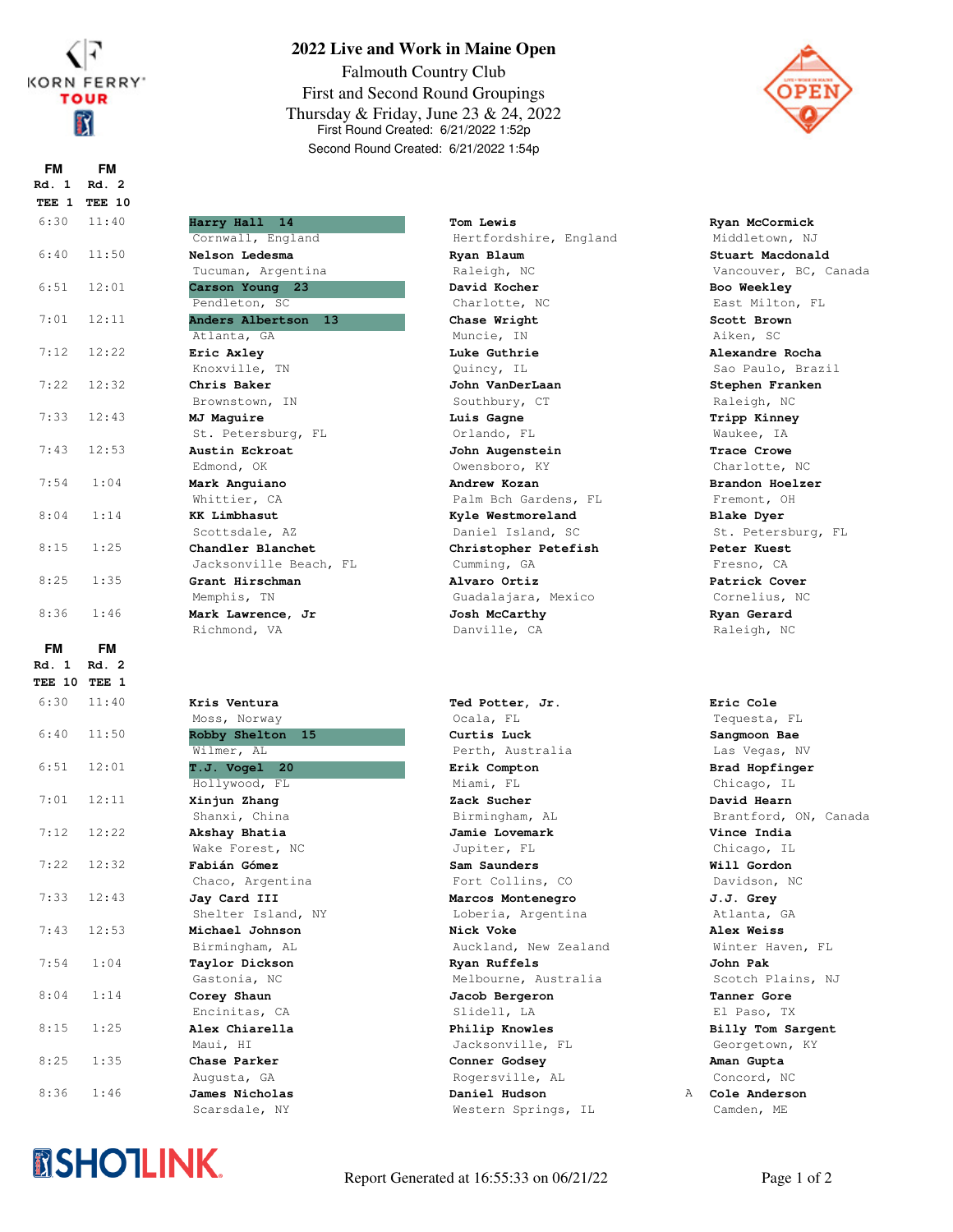# 2022 Live and Work in Maine Open

Falmouth Country Club

First and Second Round Groupings

Thursday & Friday, June 23 & 24, 2022

First Round Created: 6/21/2022 1:52p

Second Round Created: 6/21/2022 1:54p

| FM Rd. 1 TEE 1 | FM Rd. 2 TEE 10 | Player 1 | Player 2 | | Player 3 |
|---|---|---|---|---|---|
| 6:30 | 11:40 | **Harry Hall 14**<br>Cornwall, England | **Tom Lewis**<br>Hertfordshire, England | | **Ryan McCormick**<br>Middletown, NJ |
| 6:40 | 11:50 | **Nelson Ledesma**<br>Tucuman, Argentina | **Ryan Blaum**<br>Raleigh, NC | | **Stuart Macdonald**<br>Vancouver, BC, Canada |
| 6:51 | 12:01 | **Carson Young 23**<br>Pendleton, SC | **David Kocher**<br>Charlotte, NC | | **Boo Weekley**<br>East Milton, FL |
| 7:01 | 12:11 | **Anders Albertson 13**<br>Atlanta, GA | **Chase Wright**<br>Muncie, IN | | **Scott Brown**<br>Aiken, SC |
| 7:12 | 12:22 | **Eric Axley**<br>Knoxville, TN | **Luke Guthrie**<br>Quincy, IL | | **Alexandre Rocha**<br>Sao Paulo, Brazil |
| 7:22 | 12:32 | **Chris Baker**<br>Brownstown, IN | **John VanDerLaan**<br>Southbury, CT | | **Stephen Franken**<br>Raleigh, NC |
| 7:33 | 12:43 | **MJ Maguire**<br>St. Petersburg, FL | **Luis Gagne**<br>Orlando, FL | | **Tripp Kinney**<br>Waukee, IA |
| 7:43 | 12:53 | **Austin Eckroat**<br>Edmond, OK | **John Augenstein**<br>Owensboro, KY | | **Trace Crowe**<br>Charlotte, NC |
| 7:54 | 1:04 | **Mark Anguiano**<br>Whittier, CA | **Andrew Kozan**<br>Palm Bch Gardens, FL | | **Brandon Hoelzer**<br>Fremont, OH |
| 8:04 | 1:14 | **KK Limbhasut**<br>Scottsdale, AZ | **Kyle Westmoreland**<br>Daniel Island, SC | | **Blake Dyer**<br>St. Petersburg, FL |
| 8:15 | 1:25 | **Chandler Blanchet**<br>Jacksonville Beach, FL | **Christopher Petefish**<br>Cumming, GA | | **Peter Kuest**<br>Fresno, CA |
| 8:25 | 1:35 | **Grant Hirschman**<br>Memphis, TN | **Alvaro Ortiz**<br>Guadalajara, Mexico | | **Patrick Cover**<br>Cornelius, NC |
| 8:36 | 1:46 | **Mark Lawrence, Jr**<br>Richmond, VA | **Josh McCarthy**<br>Danville, CA | | **Ryan Gerard**<br>Raleigh, NC |

| FM Rd. 1 TEE 10 | FM Rd. 2 TEE 1 | Player 1 | Player 2 | | Player 3 |
|---|---|---|---|---|---|
| 6:30 | 11:40 | **Kris Ventura**<br>Moss, Norway | **Ted Potter, Jr.**<br>Ocala, FL | | **Eric Cole**<br>Tequesta, FL |
| 6:40 | 11:50 | **Robby Shelton 15**<br>Wilmer, AL | **Curtis Luck**<br>Perth, Australia | | **Sangmoon Bae**<br>Las Vegas, NV |
| 6:51 | 12:01 | **T.J. Vogel 20**<br>Hollywood, FL | **Erik Compton**<br>Miami, FL | | **Brad Hopfinger**<br>Chicago, IL |
| 7:01 | 12:11 | **Xinjun Zhang**<br>Shanxi, China | **Zack Sucher**<br>Birmingham, AL | | **David Hearn**<br>Brantford, ON, Canada |
| 7:12 | 12:22 | **Akshay Bhatia**<br>Wake Forest, NC | **Jamie Lovemark**<br>Jupiter, FL | | **Vince India**<br>Chicago, IL |
| 7:22 | 12:32 | **Fabián Gómez**<br>Chaco, Argentina | **Sam Saunders**<br>Fort Collins, CO | | **Will Gordon**<br>Davidson, NC |
| 7:33 | 12:43 | **Jay Card III**<br>Shelter Island, NY | **Marcos Montenegro**<br>Loberia, Argentina | | **J.J. Grey**<br>Atlanta, GA |
| 7:43 | 12:53 | **Michael Johnson**<br>Birmingham, AL | **Nick Voke**<br>Auckland, New Zealand | | **Alex Weiss**<br>Winter Haven, FL |
| 7:54 | 1:04 | **Taylor Dickson**<br>Gastonia, NC | **Ryan Ruffels**<br>Melbourne, Australia | | **John Pak**<br>Scotch Plains, NJ |
| 8:04 | 1:14 | **Corey Shaun**<br>Encinitas, CA | **Jacob Bergeron**<br>Slidell, LA | | **Tanner Gore**<br>El Paso, TX |
| 8:15 | 1:25 | **Alex Chiarella**<br>Maui, HI | **Philip Knowles**<br>Jacksonville, FL | | **Billy Tom Sargent**<br>Georgetown, KY |
| 8:25 | 1:35 | **Chase Parker**<br>Augusta, GA | **Conner Godsey**<br>Rogersville, AL | | **Aman Gupta**<br>Concord, NC |
| 8:36 | 1:46 | **James Nicholas**<br>Scarsdale, NY | **Daniel Hudson**<br>Western Springs, IL | A | **Cole Anderson**<br>Camden, ME |

Report Generated at 16:55:33 on 06/21/22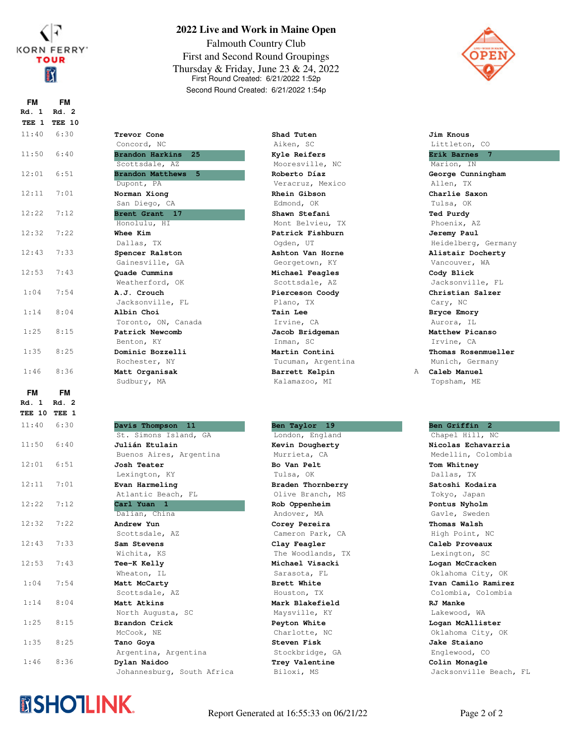# 2022 Live and Work in Maine Open

Falmouth Country Club
First and Second Round Groupings
Thursday & Friday, June 23 & 24, 2022
First Round Created: 6/21/2022 1:52p
Second Round Created: 6/21/2022 1:54p

| FM Rd. 1 TEE 1 | FM Rd. 2 TEE 10 | Player 1 | Player 2 | Player 3 |
|---|---|---|---|---|
| 11:40 | 6:30 | Trevor Cone<br>Concord, NC | Shad Tuten<br>Aiken, SC | Jim Knous<br>Littleton, CO |
| 11:50 | 6:40 | Brandon Harkins 25<br>Scottsdale, AZ | Kyle Reifers<br>Mooresville, NC | Erik Barnes 7<br>Marion, IN |
| 12:01 | 6:51 | Brandon Matthews 5<br>Dupont, PA | Roberto Díaz<br>Veracruz, Mexico | George Cunningham<br>Allen, TX |
| 12:11 | 7:01 | Norman Xiong<br>San Diego, CA | Rhein Gibson<br>Edmond, OK | Charlie Saxon<br>Tulsa, OK |
| 12:22 | 7:12 | Brent Grant 17<br>Honolulu, HI | Shawn Stefani<br>Mont Belvieu, TX | Ted Purdy<br>Phoenix, AZ |
| 12:32 | 7:22 | Whee Kim<br>Dallas, TX | Patrick Fishburn<br>Ogden, UT | Jeremy Paul<br>Heidelberg, Germany |
| 12:43 | 7:33 | Spencer Ralston<br>Gainesville, GA | Ashton Van Horne<br>Georgetown, KY | Alistair Docherty<br>Vancouver, WA |
| 12:53 | 7:43 | Quade Cummins<br>Weatherford, OK | Michael Feagles<br>Scottsdale, AZ | Cody Blick<br>Jacksonville, FL |
| 1:04 | 7:54 | A.J. Crouch<br>Jacksonville, FL | Pierceson Coody<br>Plano, TX | Christian Salzer<br>Cary, NC |
| 1:14 | 8:04 | Albin Choi<br>Toronto, ON, Canada | Tain Lee<br>Irvine, CA | Bryce Emory<br>Aurora, IL |
| 1:25 | 8:15 | Patrick Newcomb<br>Benton, KY | Jacob Bridgeman<br>Inman, SC | Matthew Picanso<br>Irvine, CA |
| 1:35 | 8:25 | Dominic Bozzelli<br>Rochester, NY | Martin Contini<br>Tucuman, Argentina | Thomas Rosenmueller<br>Munich, Germany |
| 1:46 | 8:36 | Matt Organisak<br>Sudbury, MA | Barrett Kelpin<br>Kalamazoo, MI | A Caleb Manuel<br>Topsham, ME |

| FM Rd. 1 TEE 10 | FM Rd. 2 TEE 1 | Player 1 | Player 2 | Player 3 |
|---|---|---|---|---|
| 11:40 | 6:30 | Davis Thompson 11<br>St. Simons Island, GA | Ben Taylor 19<br>London, England | Ben Griffin 2<br>Chapel Hill, NC |
| 11:50 | 6:40 | Julián Etulain<br>Buenos Aires, Argentina | Kevin Dougherty<br>Murrieta, CA | Nicolas Echavarria<br>Medellin, Colombia |
| 12:01 | 6:51 | Josh Teater<br>Lexington, KY | Bo Van Pelt<br>Tulsa, OK | Tom Whitney<br>Dallas, TX |
| 12:11 | 7:01 | Evan Harmeling<br>Atlantic Beach, FL | Braden Thornberry<br>Olive Branch, MS | Satoshi Kodaira<br>Tokyo, Japan |
| 12:22 | 7:12 | Carl Yuan 1<br>Dalian, China | Rob Oppenheim<br>Andover, MA | Pontus Nyholm<br>Gavle, Sweden |
| 12:32 | 7:22 | Andrew Yun<br>Scottsdale, AZ | Corey Pereira<br>Cameron Park, CA | Thomas Walsh<br>High Point, NC |
| 12:43 | 7:33 | Sam Stevens<br>Wichita, KS | Clay Feagler<br>The Woodlands, TX | Caleb Proveaux<br>Lexington, SC |
| 12:53 | 7:43 | Tee-K Kelly<br>Wheaton, IL | Michael Visacki<br>Sarasota, FL | Logan McCracken<br>Oklahoma City, OK |
| 1:04 | 7:54 | Matt McCarty<br>Scottsdale, AZ | Brett White<br>Houston, TX | Ivan Camilo Ramirez<br>Colombia, Colombia |
| 1:14 | 8:04 | Matt Atkins<br>North Augusta, SC | Mark Blakefield<br>Maysville, KY | RJ Manke<br>Lakewood, WA |
| 1:25 | 8:15 | Brandon Crick<br>McCook, NE | Peyton White<br>Charlotte, NC | Logan McAllister<br>Oklahoma City, OK |
| 1:35 | 8:25 | Tano Goya<br>Argentina, Argentina | Steven Fisk<br>Stockbridge, GA | Jake Staiano<br>Englewood, CO |
| 1:46 | 8:36 | Dylan Naidoo<br>Johannesburg, South Africa | Trey Valentine<br>Biloxi, MS | Colin Monagle<br>Jacksonville Beach, FL |

Report Generated at 16:55:33 on 06/21/22